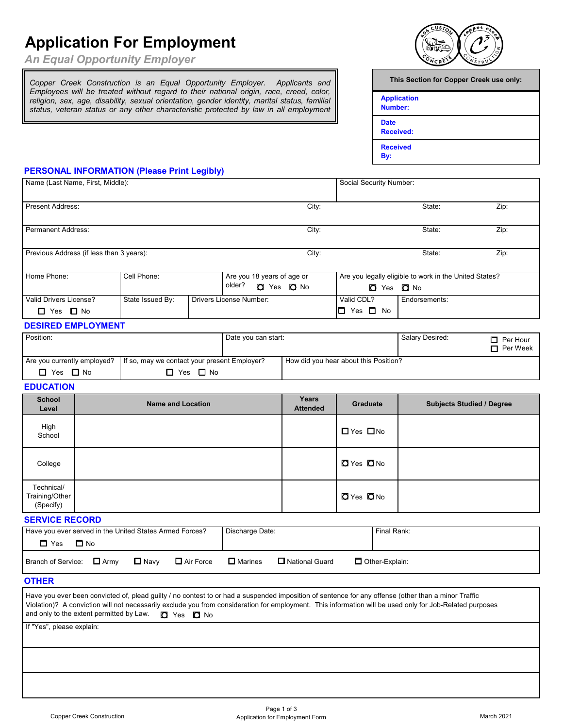# Application For Employment

*An Equal Opportunity Employer*

*Copper Creek Construction is an Equal Opportunity Employer. Applicants and Employees will be treated without regard to their national origin, race, creed, color, religion, sex, age, disability, sexual orientation, gender identity, marital status, familial status, veteran status or any other characteristic protected by law in all employment*

| This Section for Copper Creek use only: |
|---|
| **Application Number:** |
| **Date Received:** |
| **Received By:** |

## PERSONAL INFORMATION (Please Print Legibly)

| Name (Last Name, First, Middle): | | | Social Security Number: | |
|---|---|---|---|---|
| Present Address: | City: | | State: | Zip: |
| Permanent Address: | City: | | State: | Zip: |
| Previous Address (if less than 3 years): | City: | | State: | Zip: |
| Home Phone: | Cell Phone: | Are you 18 years of age or older? ☐ Yes ☐ No | Are you legally eligible to work in the United States? ☐ Yes ☐ No | |
| Valid Drivers License? ☐ Yes ☐ No | State Issued By: | Drivers License Number: | Valid CDL? ☐ Yes ☐ No | Endorsements: |

## DESIRED EMPLOYMENT

| Position: | Date you can start: | Salary Desired: ☐ Per Hour ☐ Per Week |
|---|---|---|
| Are you currently employed? ☐ Yes ☐ No | If so, may we contact your present Employer? ☐ Yes ☐ No | How did you hear about this Position? |

## EDUCATION

| School Level | Name and Location | Years Attended | Graduate | Subjects Studied / Degree |
|---|---|---|---|---|
| High School | | | ☐ Yes ☐ No | |
| College | | | ☐ Yes ☐ No | |
| Technical/ Training/Other (Specify) | | | ☐ Yes ☐ No | |

## SERVICE RECORD

| Have you ever served in the United States Armed Forces? ☐ Yes ☐ No | Discharge Date: | Final Rank: |
|---|---|---|

Branch of Service: ☐ Army ☐ Navy ☐ Air Force ☐ Marines ☐ National Guard ☐ Other-Explain:

## OTHER

Have you ever been convicted of, plead guilty / no contest to or had a suspended imposition of sentence for any offense (other than a minor Traffic Violation)? A conviction will not necessarily exclude you from consideration for employment. This information will be used only for Job-Related purposes and only to the extent permitted by Law. ☐ Yes ☐ No

If "Yes", please explain: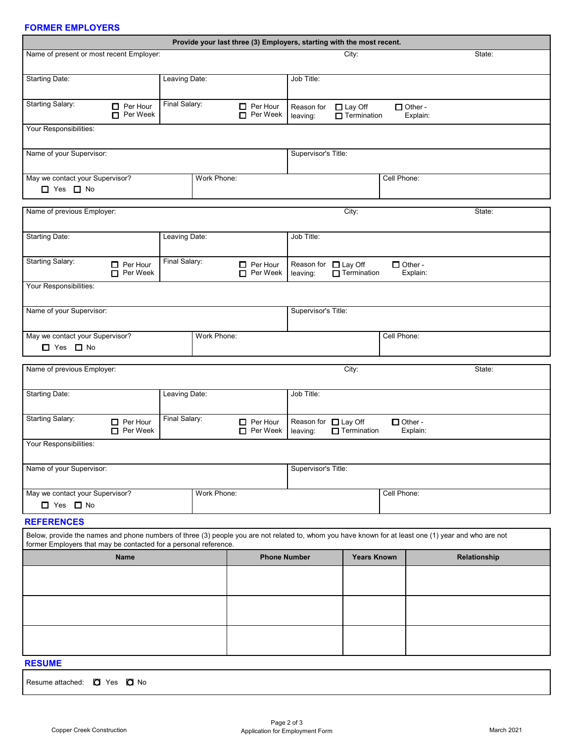## FORMER EMPLOYERS

**Provide your last three (3) Employers, starting with the most recent.**

| Name of present or most recent Employer: | | City: | State: |
|---|---|---|---|
| Starting Date: | Leaving Date: | Job Title: | |
| Starting Salary: ☐ Per Hour ☐ Per Week | Final Salary: ☐ Per Hour ☐ Per Week | Reason for leaving: ☐ Lay Off ☐ Termination ☐ Other - Explain: | |
| Your Responsibilities: | | | |
| Name of your Supervisor: | | Supervisor's Title: | |
| May we contact your Supervisor? ☐ Yes ☐ No | Work Phone: | | Cell Phone: |

| Name of previous Employer: | | City: | State: |
|---|---|---|---|
| Starting Date: | Leaving Date: | Job Title: | |
| Starting Salary: ☐ Per Hour ☐ Per Week | Final Salary: ☐ Per Hour ☐ Per Week | Reason for leaving: ☐ Lay Off ☐ Termination ☐ Other - Explain: | |
| Your Responsibilities: | | | |
| Name of your Supervisor: | | Supervisor's Title: | |
| May we contact your Supervisor? ☐ Yes ☐ No | Work Phone: | | Cell Phone: |

| Name of previous Employer: | | City: | State: |
|---|---|---|---|
| Starting Date: | Leaving Date: | Job Title: | |
| Starting Salary: ☐ Per Hour ☐ Per Week | Final Salary: ☐ Per Hour ☐ Per Week | Reason for leaving: ☐ Lay Off ☐ Termination ☐ Other - Explain: | |
| Your Responsibilities: | | | |
| Name of your Supervisor: | | Supervisor's Title: | |
| May we contact your Supervisor? ☐ Yes ☐ No | Work Phone: | | Cell Phone: |

## REFERENCES

Below, provide the names and phone numbers of three (3) people you are not related to, whom you have known for at least one (1) year and who are not former Employers that may be contacted for a personal reference.

| Name | Phone Number | Years Known | Relationship |
|---|---|---|---|
| | | | |
| | | | |
| | | | |

## RESUME

Resume attached: ☐ Yes ☐ No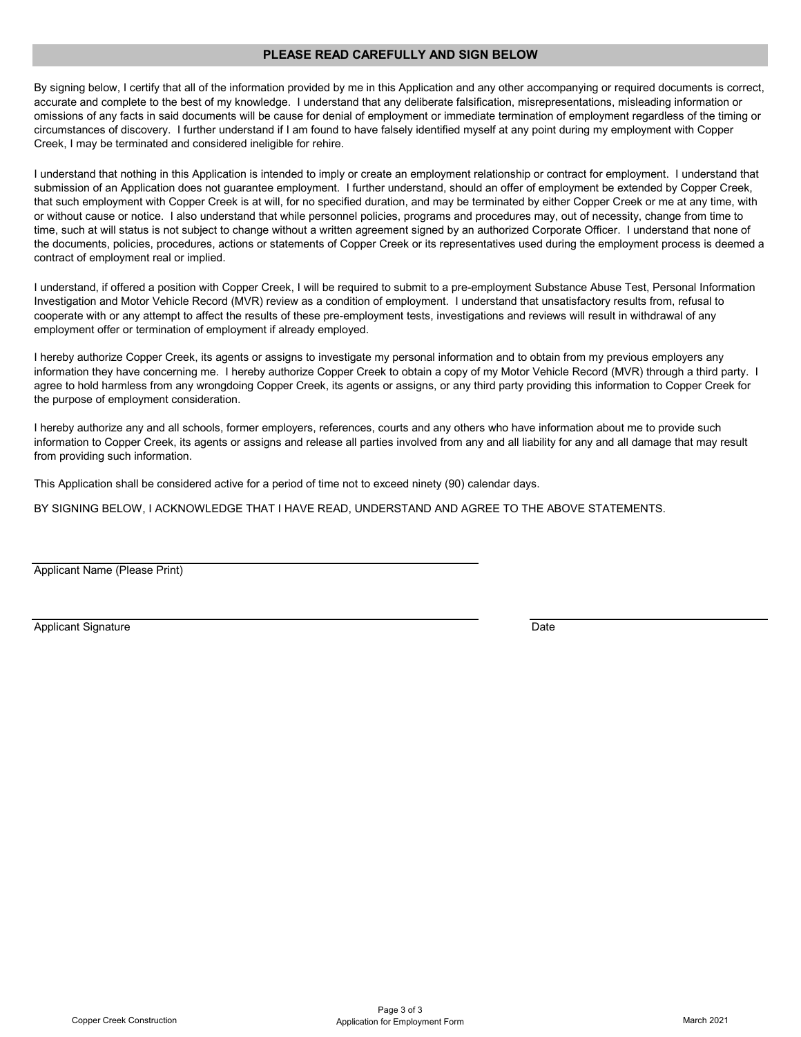## PLEASE READ CAREFULLY AND SIGN BELOW

By signing below, I certify that all of the information provided by me in this Application and any other accompanying or required documents is correct, accurate and complete to the best of my knowledge. I understand that any deliberate falsification, misrepresentations, misleading information or omissions of any facts in said documents will be cause for denial of employment or immediate termination of employment regardless of the timing or circumstances of discovery. I further understand if I am found to have falsely identified myself at any point during my employment with Copper Creek, I may be terminated and considered ineligible for rehire.

I understand that nothing in this Application is intended to imply or create an employment relationship or contract for employment. I understand that submission of an Application does not guarantee employment. I further understand, should an offer of employment be extended by Copper Creek, that such employment with Copper Creek is at will, for no specified duration, and may be terminated by either Copper Creek or me at any time, with or without cause or notice. I also understand that while personnel policies, programs and procedures may, out of necessity, change from time to time, such at will status is not subject to change without a written agreement signed by an authorized Corporate Officer. I understand that none of the documents, policies, procedures, actions or statements of Copper Creek or its representatives used during the employment process is deemed a contract of employment real or implied.

I understand, if offered a position with Copper Creek, I will be required to submit to a pre-employment Substance Abuse Test, Personal Information Investigation and Motor Vehicle Record (MVR) review as a condition of employment. I understand that unsatisfactory results from, refusal to cooperate with or any attempt to affect the results of these pre-employment tests, investigations and reviews will result in withdrawal of any employment offer or termination of employment if already employed.

I hereby authorize Copper Creek, its agents or assigns to investigate my personal information and to obtain from my previous employers any information they have concerning me. I hereby authorize Copper Creek to obtain a copy of my Motor Vehicle Record (MVR) through a third party. I agree to hold harmless from any wrongdoing Copper Creek, its agents or assigns, or any third party providing this information to Copper Creek for the purpose of employment consideration.

I hereby authorize any and all schools, former employers, references, courts and any others who have information about me to provide such information to Copper Creek, its agents or assigns and release all parties involved from any and all liability for any and all damage that may result from providing such information.

This Application shall be considered active for a period of time not to exceed ninety (90) calendar days.

BY SIGNING BELOW, I ACKNOWLEDGE THAT I HAVE READ, UNDERSTAND AND AGREE TO THE ABOVE STATEMENTS.

\_\_\_\_\_\_\_\_\_\_\_\_\_\_\_\_\_\_\_\_\_\_\_\_\_\_\_\_\_\_\_\_\_\_\_\_\_\_\_\_

Applicant Name (Please Print)

\_\_\_\_\_\_\_\_\_\_\_\_\_\_\_\_\_\_\_\_\_\_\_\_\_\_\_\_\_\_\_\_\_\_\_\_\_\_\_\_ \_\_\_\_\_\_\_\_\_\_\_\_\_\_\_\_\_\_\_\_\_\_\_\_

Applicant Signature Date